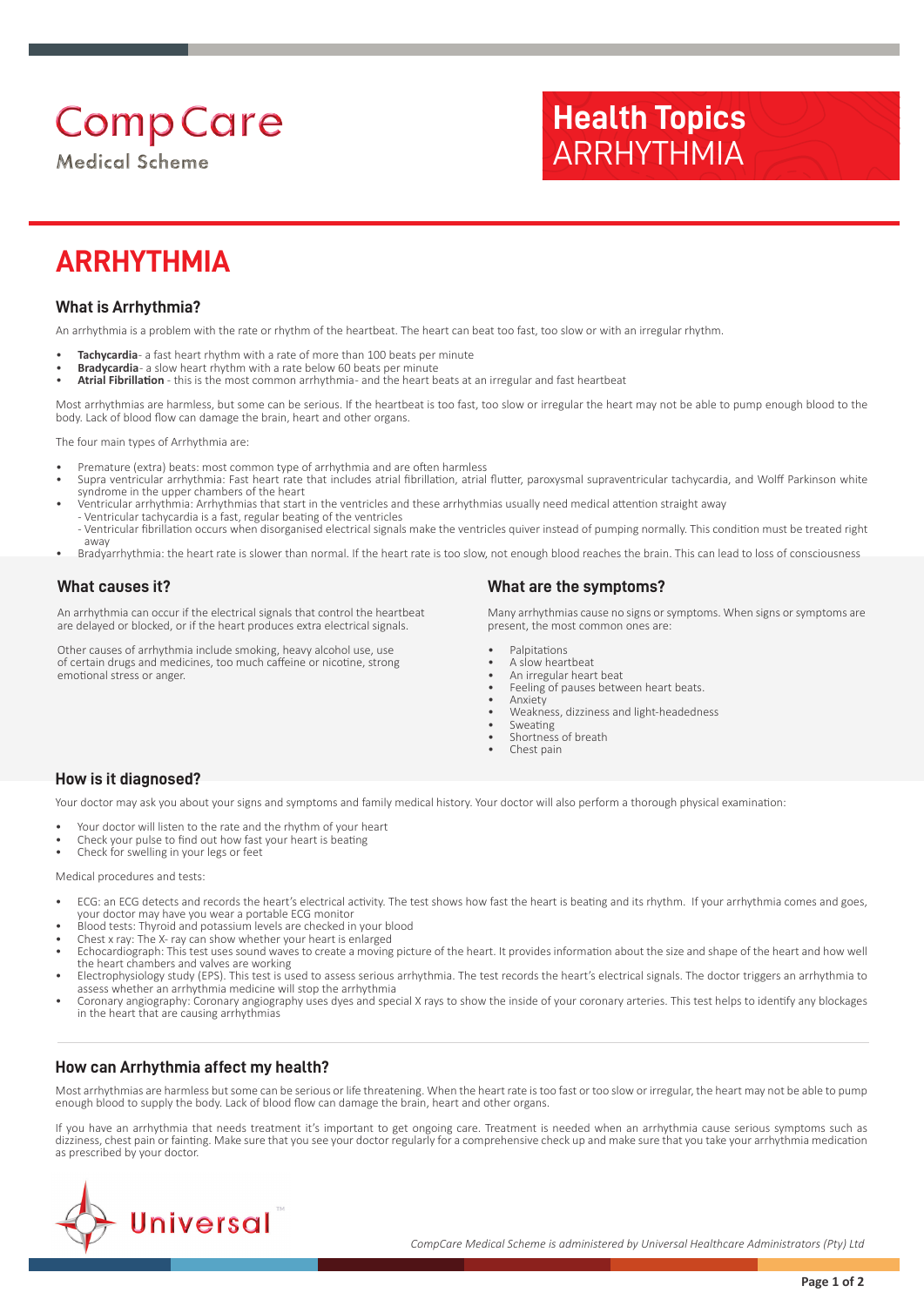CompCare
Medical Scheme

**Health Topics**
ARRHYTHMIA

# ARRHYTHMIA

## What is Arrhythmia?

An arrhythmia is a problem with the rate or rhythm of the heartbeat. The heart can beat too fast, too slow or with an irregular rhythm.

- **Tachycardia**- a fast heart rhythm with a rate of more than 100 beats per minute
- **Bradycardia**- a slow heart rhythm with a rate below 60 beats per minute
- **Atrial Fibrillation** - this is the most common arrhythmia- and the heart beats at an irregular and fast heartbeat

Most arrhythmias are harmless, but some can be serious. If the heartbeat is too fast, too slow or irregular the heart may not be able to pump enough blood to the body. Lack of blood flow can damage the brain, heart and other organs.

The four main types of Arrhythmia are:

- Premature (extra) beats: most common type of arrhythmia and are often harmless
- Supra ventricular arrhythmia: Fast heart rate that includes atrial fibrillation, atrial flutter, paroxysmal supraventricular tachycardia, and Wolff Parkinson white syndrome in the upper chambers of the heart
- Ventricular arrhythmia: Arrhythmias that start in the ventricles and these arrhythmias usually need medical attention straight away
  - Ventricular tachycardia is a fast, regular beating of the ventricles
  - Ventricular fibrillation occurs when disorganised electrical signals make the ventricles quiver instead of pumping normally. This condition must be treated right away
- Bradyarrhythmia: the heart rate is slower than normal. If the heart rate is too slow, not enough blood reaches the brain. This can lead to loss of consciousness

## What causes it?

An arrhythmia can occur if the electrical signals that control the heartbeat are delayed or blocked, or if the heart produces extra electrical signals.

Other causes of arrhythmia include smoking, heavy alcohol use, use of certain drugs and medicines, too much caffeine or nicotine, strong emotional stress or anger.

## What are the symptoms?

Many arrhythmias cause no signs or symptoms. When signs or symptoms are present, the most common ones are:

- Palpitations
- A slow heartbeat
- An irregular heart beat
- Feeling of pauses between heart beats.
- Anxiety
- Weakness, dizziness and light-headedness
- Sweating
- Shortness of breath
- Chest pain

## How is it diagnosed?

Your doctor may ask you about your signs and symptoms and family medical history. Your doctor will also perform a thorough physical examination:

- Your doctor will listen to the rate and the rhythm of your heart
- Check your pulse to find out how fast your heart is beating
- Check for swelling in your legs or feet

Medical procedures and tests:

- ECG: an ECG detects and records the heart's electrical activity. The test shows how fast the heart is beating and its rhythm. If your arrhythmia comes and goes, your doctor may have you wear a portable ECG monitor
- Blood tests: Thyroid and potassium levels are checked in your blood
- Chest x ray: The X- ray can show whether your heart is enlarged
- Echocardiograph: This test uses sound waves to create a moving picture of the heart. It provides information about the size and shape of the heart and how well the heart chambers and valves are working
- Electrophysiology study (EPS). This test is used to assess serious arrhythmia. The test records the heart's electrical signals. The doctor triggers an arrhythmia to assess whether an arrhythmia medicine will stop the arrhythmia
- Coronary angiography: Coronary angiography uses dyes and special X rays to show the inside of your coronary arteries. This test helps to identify any blockages in the heart that are causing arrhythmias

## How can Arrhythmia affect my health?

Most arrhythmias are harmless but some can be serious or life threatening. When the heart rate is too fast or too slow or irregular, the heart may not be able to pump enough blood to supply the body. Lack of blood flow can damage the brain, heart and other organs.

If you have an arrhythmia that needs treatment it's important to get ongoing care. Treatment is needed when an arrhythmia cause serious symptoms such as dizziness, chest pain or fainting. Make sure that you see your doctor regularly for a comprehensive check up and make sure that you take your arrhythmia medication as prescribed by your doctor.

Universal™

*CompCare Medical Scheme is administered by Universal Healthcare Administrators (Pty) Ltd*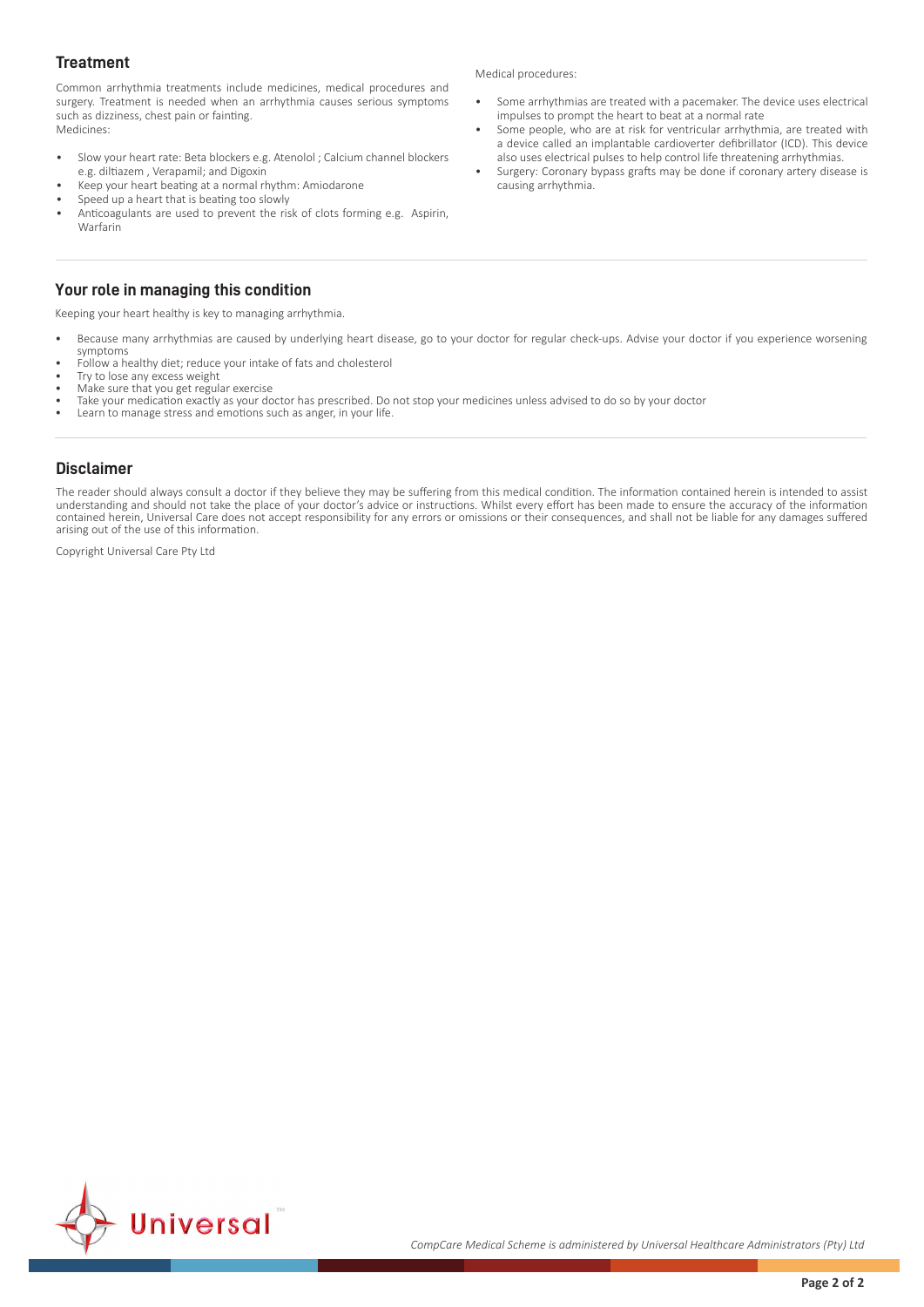## Treatment

Common arrhythmia treatments include medicines, medical procedures and surgery. Treatment is needed when an arrhythmia causes serious symptoms such as dizziness, chest pain or fainting.
Medicines:

- Slow your heart rate: Beta blockers e.g. Atenolol ; Calcium channel blockers e.g. diltiazem , Verapamil; and Digoxin
- Keep your heart beating at a normal rhythm: Amiodarone
- Speed up a heart that is beating too slowly
- Anticoagulants are used to prevent the risk of clots forming e.g. Aspirin, Warfarin

Medical procedures:

- Some arrhythmias are treated with a pacemaker. The device uses electrical impulses to prompt the heart to beat at a normal rate
- Some people, who are at risk for ventricular arrhythmia, are treated with a device called an implantable cardioverter defibrillator (ICD). This device also uses electrical pulses to help control life threatening arrhythmias.
- Surgery: Coronary bypass grafts may be done if coronary artery disease is causing arrhythmia.

## Your role in managing this condition

Keeping your heart healthy is key to managing arrhythmia.

- Because many arrhythmias are caused by underlying heart disease, go to your doctor for regular check-ups. Advise your doctor if you experience worsening symptoms
- Follow a healthy diet; reduce your intake of fats and cholesterol
- Try to lose any excess weight
- Make sure that you get regular exercise
- Take your medication exactly as your doctor has prescribed. Do not stop your medicines unless advised to do so by your doctor
- Learn to manage stress and emotions such as anger, in your life.

## Disclaimer

The reader should always consult a doctor if they believe they may be suffering from this medical condition. The information contained herein is intended to assist understanding and should not take the place of your doctor's advice or instructions. Whilst every effort has been made to ensure the accuracy of the information contained herein, Universal Care does not accept responsibility for any errors or omissions or their consequences, and shall not be liable for any damages suffered arising out of the use of this information.

Copyright Universal Care Pty Ltd

Universal™

*CompCare Medical Scheme is administered by Universal Healthcare Administrators (Pty) Ltd*